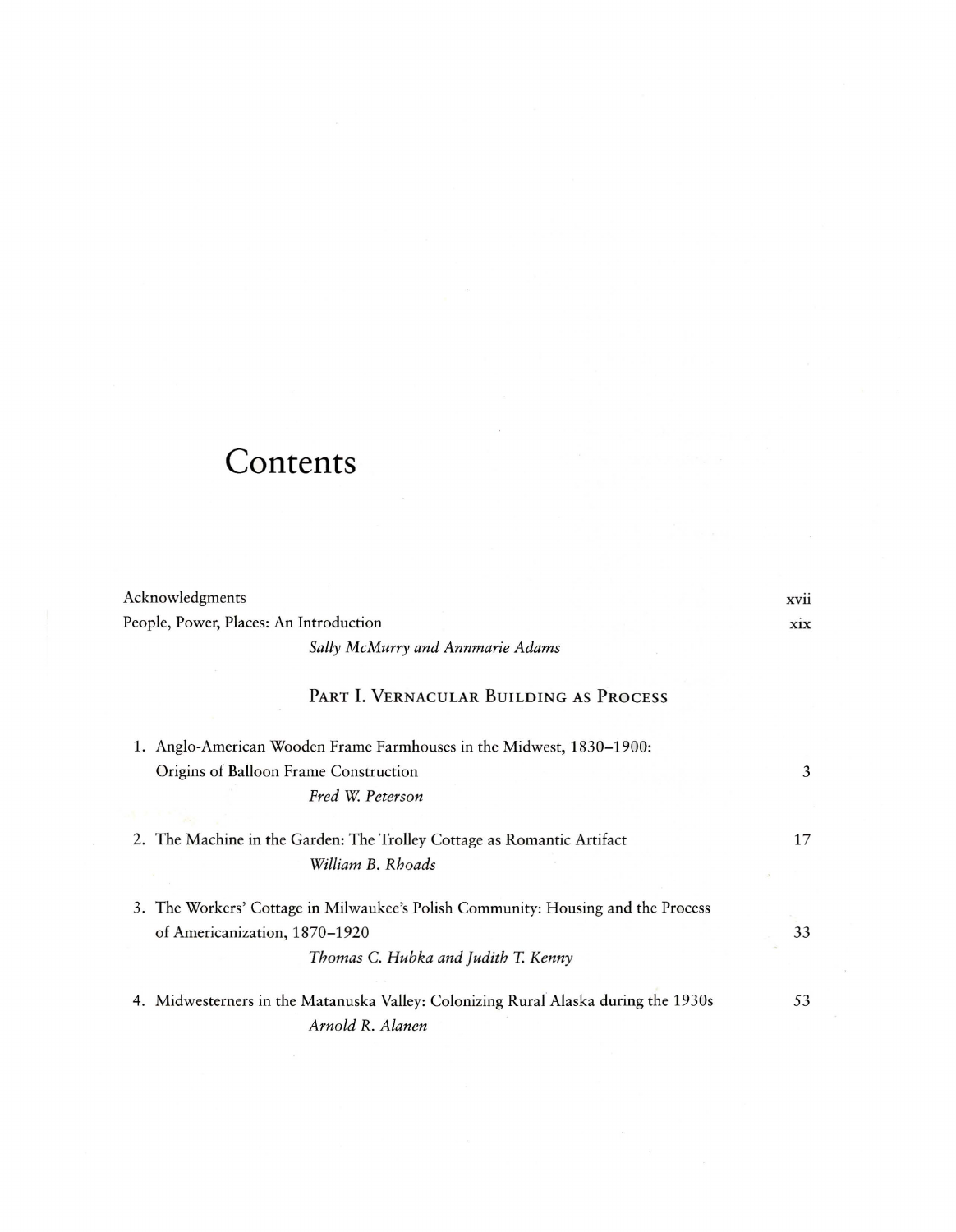# Contents

Acknowledgments xvii

People, Power, Places: An Introduction xix
*Sally McMurry and Annmarie Adams*

## Part I. Vernacular Building as Process

1. Anglo-American Wooden Frame Farmhouses in the Midwest, 1830–1900: Origins of Balloon Frame Construction 3
*Fred W. Peterson*

2. The Machine in the Garden: The Trolley Cottage as Romantic Artifact 17
*William B. Rhoads*

3. The Workers' Cottage in Milwaukee's Polish Community: Housing and the Process of Americanization, 1870–1920 33
*Thomas C. Hubka and Judith T. Kenny*

4. Midwesterners in the Matanuska Valley: Colonizing Rural Alaska during the 1930s 53
*Arnold R. Alanen*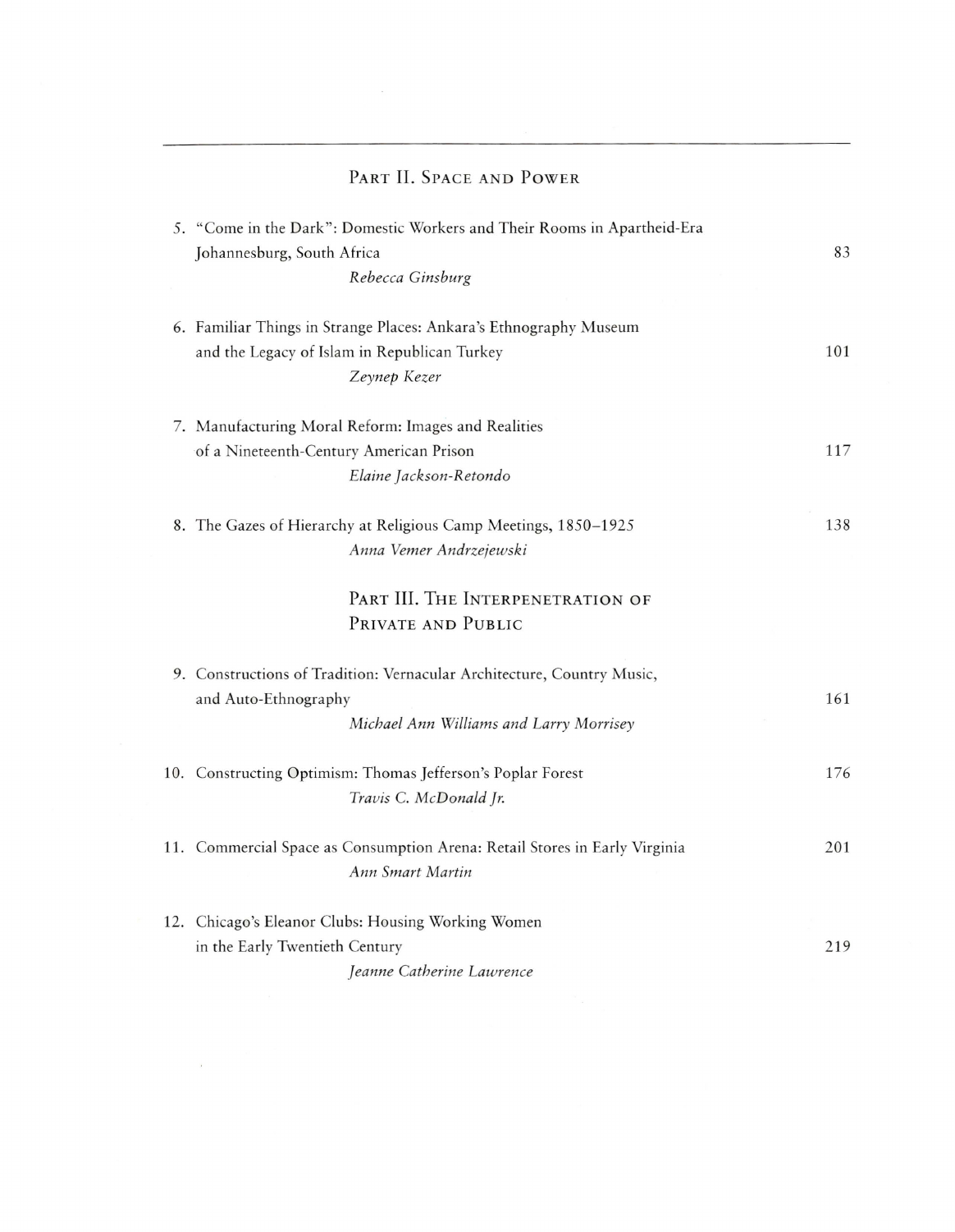## Part II. Space and Power

5. "Come in the Dark": Domestic Workers and Their Rooms in Apartheid-Era Johannesburg, South Africa — 83
   *Rebecca Ginsburg*

6. Familiar Things in Strange Places: Ankara's Ethnography Museum and the Legacy of Islam in Republican Turkey — 101
   *Zeynep Kezer*

7. Manufacturing Moral Reform: Images and Realities of a Nineteenth-Century American Prison — 117
   *Elaine Jackson-Retondo*

8. The Gazes of Hierarchy at Religious Camp Meetings, 1850–1925 — 138
   *Anna Vemer Andrzejewski*

## Part III. The Interpenetration of Private and Public

9. Constructions of Tradition: Vernacular Architecture, Country Music, and Auto-Ethnography — 161
   *Michael Ann Williams and Larry Morrisey*

10. Constructing Optimism: Thomas Jefferson's Poplar Forest — 176
    *Travis C. McDonald Jr.*

11. Commercial Space as Consumption Arena: Retail Stores in Early Virginia — 201
    *Ann Smart Martin*

12. Chicago's Eleanor Clubs: Housing Working Women in the Early Twentieth Century — 219
    *Jeanne Catherine Lawrence*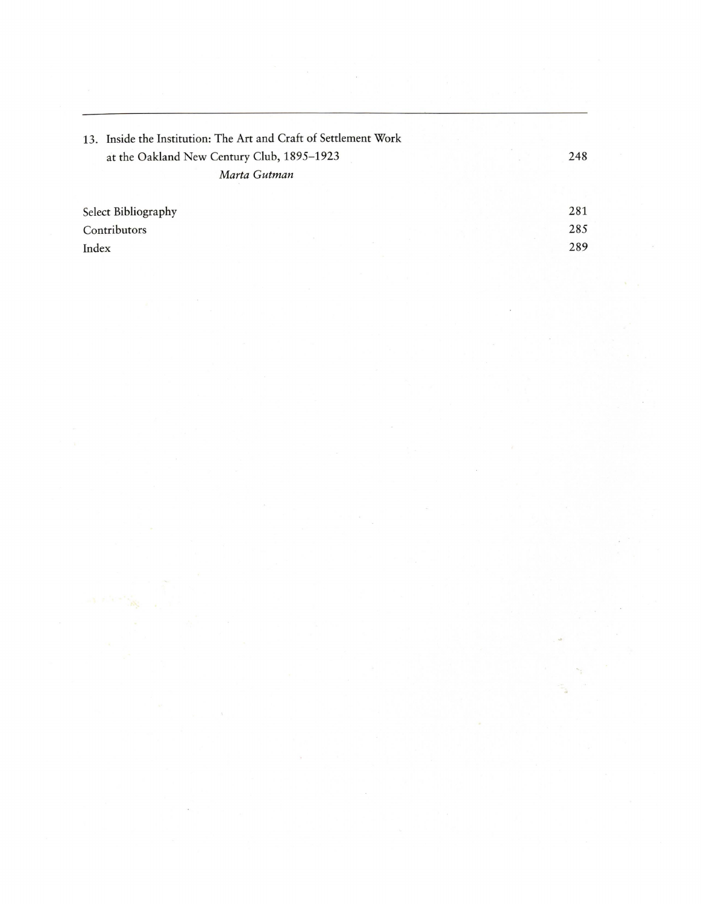13. Inside the Institution: The Art and Craft of Settlement Work at the Oakland New Century Club, 1895–1923 — 248
    *Marta Gutman*

Select Bibliography — 281

Contributors — 285

Index — 289